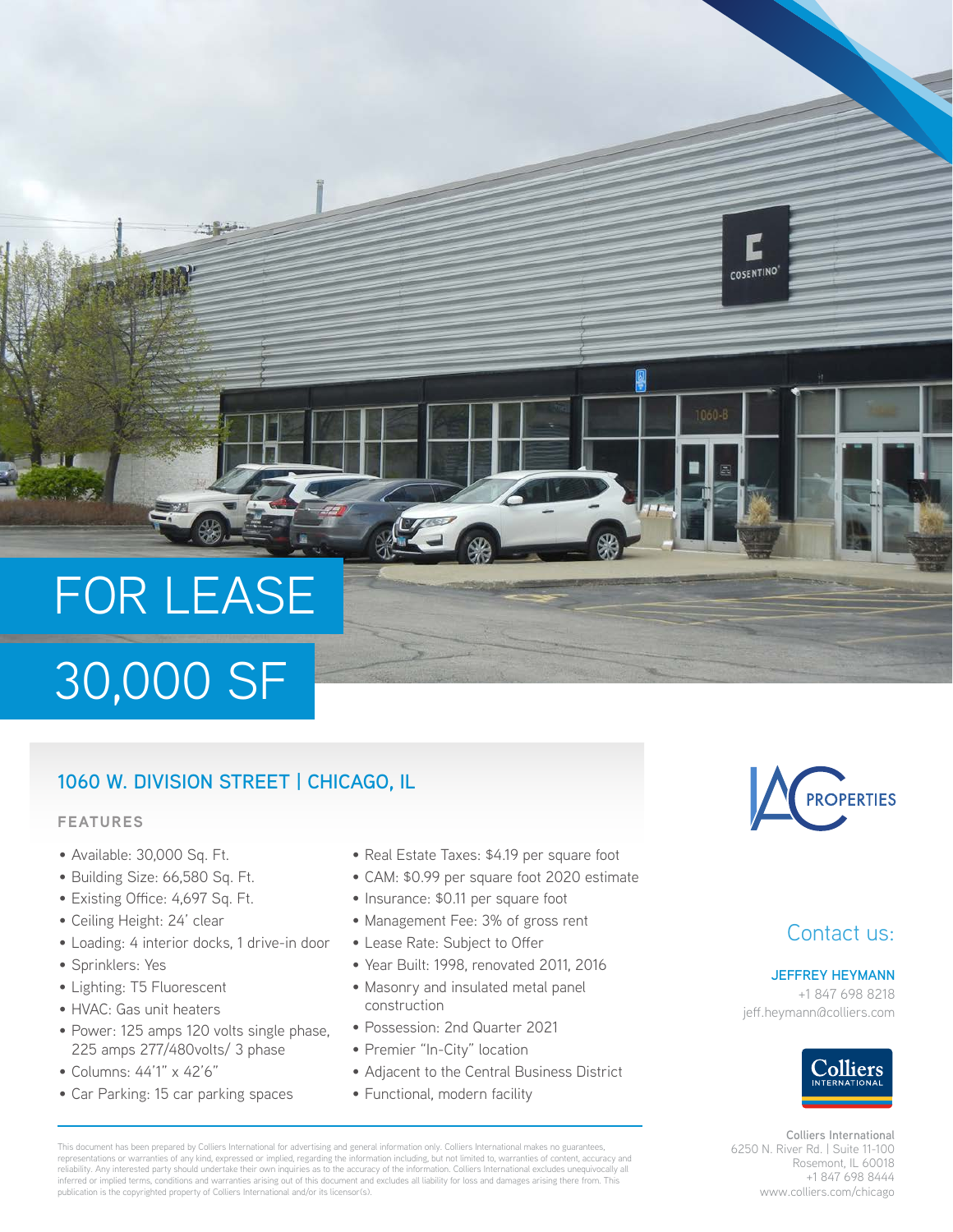# FOR LEASE

# 30,000 SF

## 1060 W. DIVISION STREET | CHICAGO, IL

### FEATURES

- Available: 30,000 Sq. Ft.
- Building Size: 66,580 Sq. Ft.
- Existing Office: 4,697 Sq. Ft.
- Ceiling Height: 24' clear
- Loading: 4 interior docks, 1 drive-in door
- Sprinklers: Yes
- Lighting: T5 Fluorescent
- HVAC: Gas unit heaters
- Power: 125 amps 120 volts single phase, 225 amps 277/480volts/ 3 phase
- Columns: 44'1" x 42'6"
- Car Parking: 15 car parking spaces
- Real Estate Taxes: $4.19 per square foot
- CAM: $0.99 per square foot 2020 estimate
- Insurance: $0.11 per square foot
- Management Fee: 3% of gross rent
- Lease Rate: Subject to Offer
- Year Built: 1998, renovated 2011, 2016
- Masonry and insulated metal panel construction
- Possession: 2nd Quarter 2021
- Premier "In-City" location
- Adjacent to the Central Business District
- Functional, modern facility

IAC PROPERTIES

## Contact us:

**JEFFREY HEYMANN**
+1 847 698 8218
jeff.heymann@colliers.com

Colliers International
6250 N. River Rd. | Suite 11-100
Rosemont, IL 60018
+1 847 698 8444
www.colliers.com/chicago

This document has been prepared by Colliers International for advertising and general information only. Colliers International makes no guarantees, representations or warranties of any kind, expressed or implied, regarding the information including, but not limited to, warranties of content, accuracy and reliability. Any interested party should undertake their own inquiries as to the accuracy of the information. Colliers International excludes unequivocally all inferred or implied terms, conditions and warranties arising out of this document and excludes all liability for loss and damages arising there from. This publication is the copyrighted property of Colliers International and/or its licensor(s).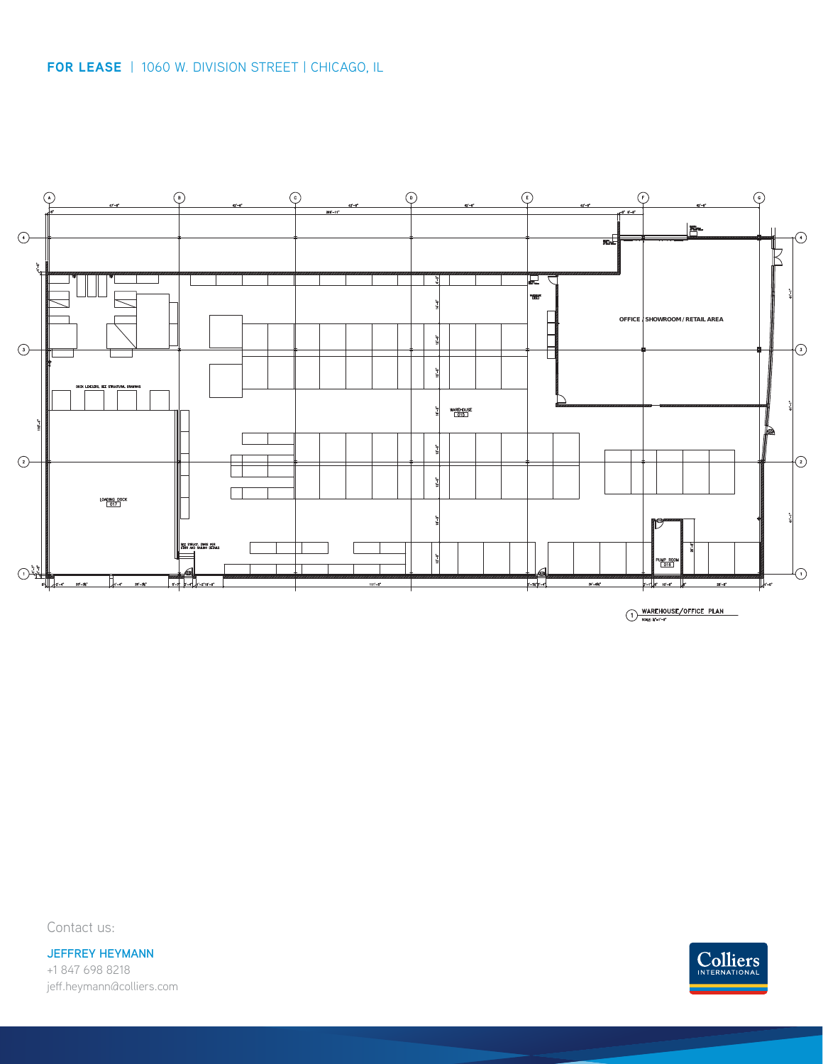**FOR LEASE** | 1060 W. DIVISION STREET | CHICAGO, IL

OFFICE / SHOWROOM / RETAIL AREA

WAREHOUSE
015

LOADING DOCK
017

PUMP ROOM
016

DOCK LEVELERS, SEE STRUCTURAL DRAWINGS

WAREHOUSE/OFFICE PLAN

Contact us:

**JEFFREY HEYMANN**
+1 847 698 8218
jeff.heymann@colliers.com

Colliers INTERNATIONAL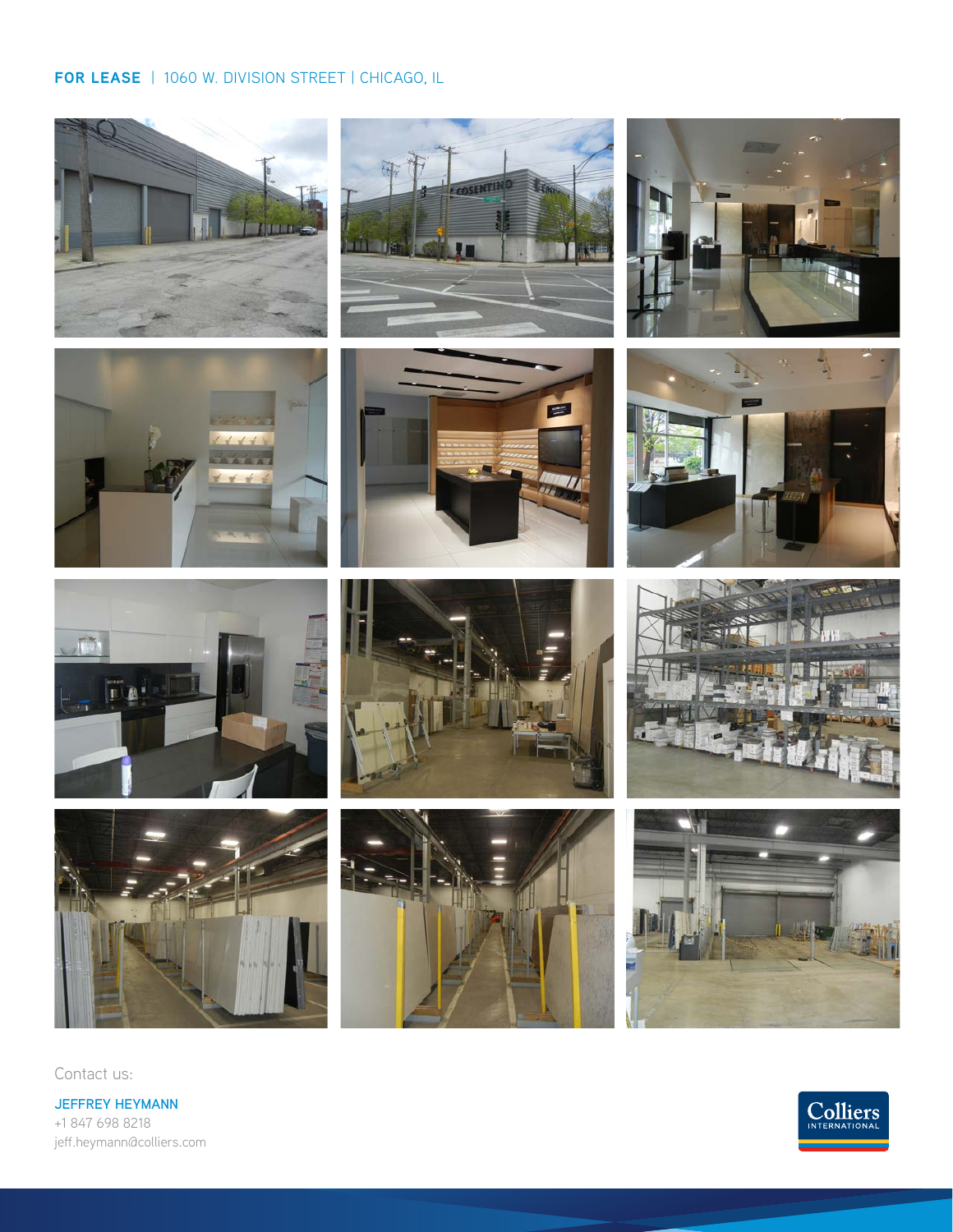**FOR LEASE** | 1060 W. DIVISION STREET | CHICAGO, IL

Contact us:

**JEFFREY HEYMANN**
+1 847 698 8218
jeff.heymann@colliers.com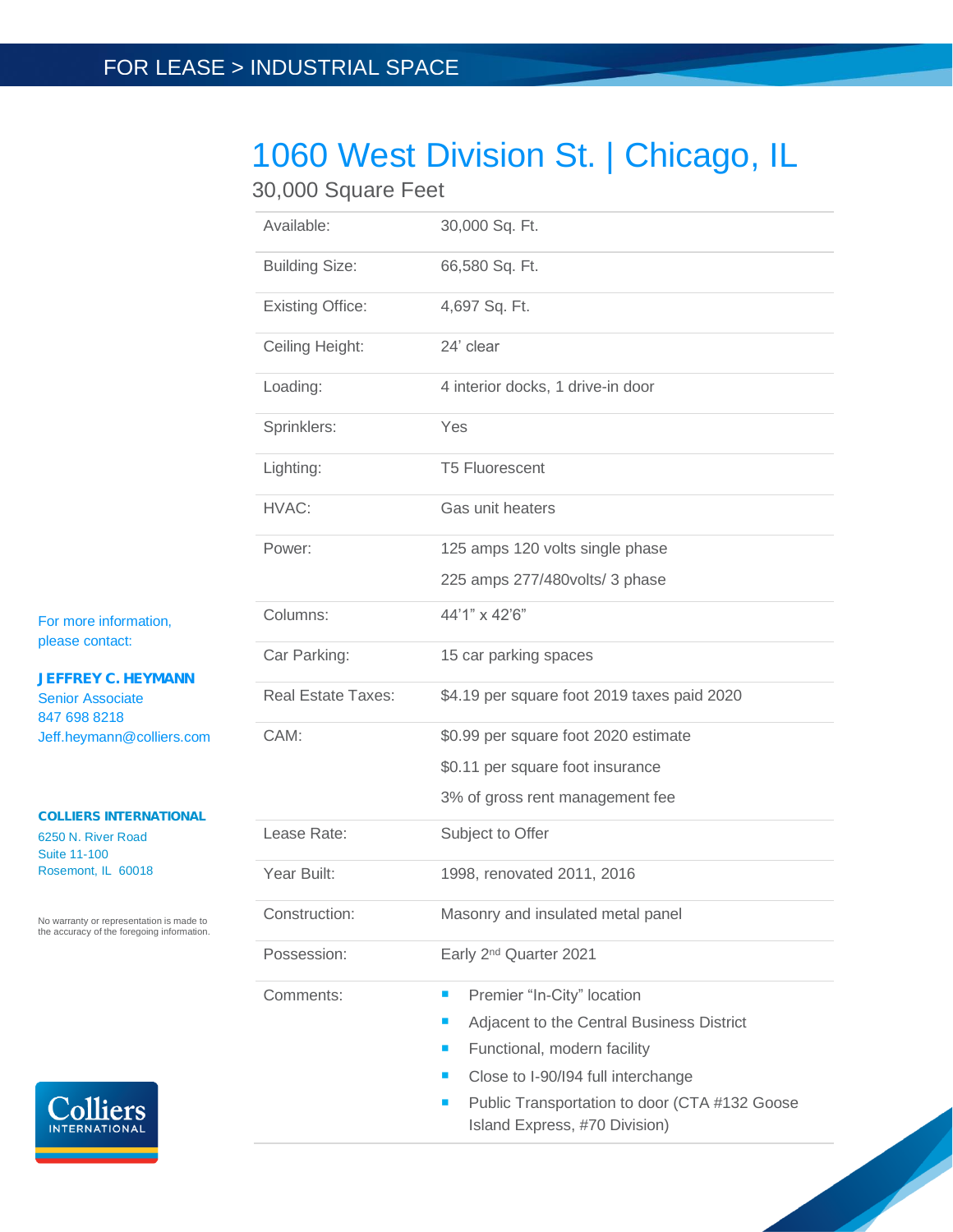FOR LEASE > INDUSTRIAL SPACE

# 1060 West Division St. | Chicago, IL

## 30,000 Square Feet

| | |
|---|---|
| Available: | 30,000 Sq. Ft. |
| Building Size: | 66,580 Sq. Ft. |
| Existing Office: | 4,697 Sq. Ft. |
| Ceiling Height: | 24' clear |
| Loading: | 4 interior docks, 1 drive-in door |
| Sprinklers: | Yes |
| Lighting: | T5 Fluorescent |
| HVAC: | Gas unit heaters |
| Power: | 125 amps 120 volts single phase<br>225 amps 277/480volts/ 3 phase |
| Columns: | 44'1" x 42'6" |
| Car Parking: | 15 car parking spaces |
| Real Estate Taxes: | $4.19 per square foot 2019 taxes paid 2020 |
| CAM: | $0.99 per square foot 2020 estimate<br>$0.11 per square foot insurance<br>3% of gross rent management fee |
| Lease Rate: | Subject to Offer |
| Year Built: | 1998, renovated 2011, 2016 |
| Construction: | Masonry and insulated metal panel |
| Possession: | Early 2nd Quarter 2021 |
| Comments: | ▪ Premier "In-City" location<br>▪ Adjacent to the Central Business District<br>▪ Functional, modern facility<br>▪ Close to I-90/I94 full interchange<br>▪ Public Transportation to door (CTA #132 Goose Island Express, #70 Division) |

For more information, please contact:

**JEFFREY C. HEYMANN**
Senior Associate
847 698 8218
Jeff.heymann@colliers.com

**COLLIERS INTERNATIONAL**
6250 N. River Road
Suite 11-100
Rosemont, IL 60018

No warranty or representation is made to the accuracy of the foregoing information.

Colliers INTERNATIONAL